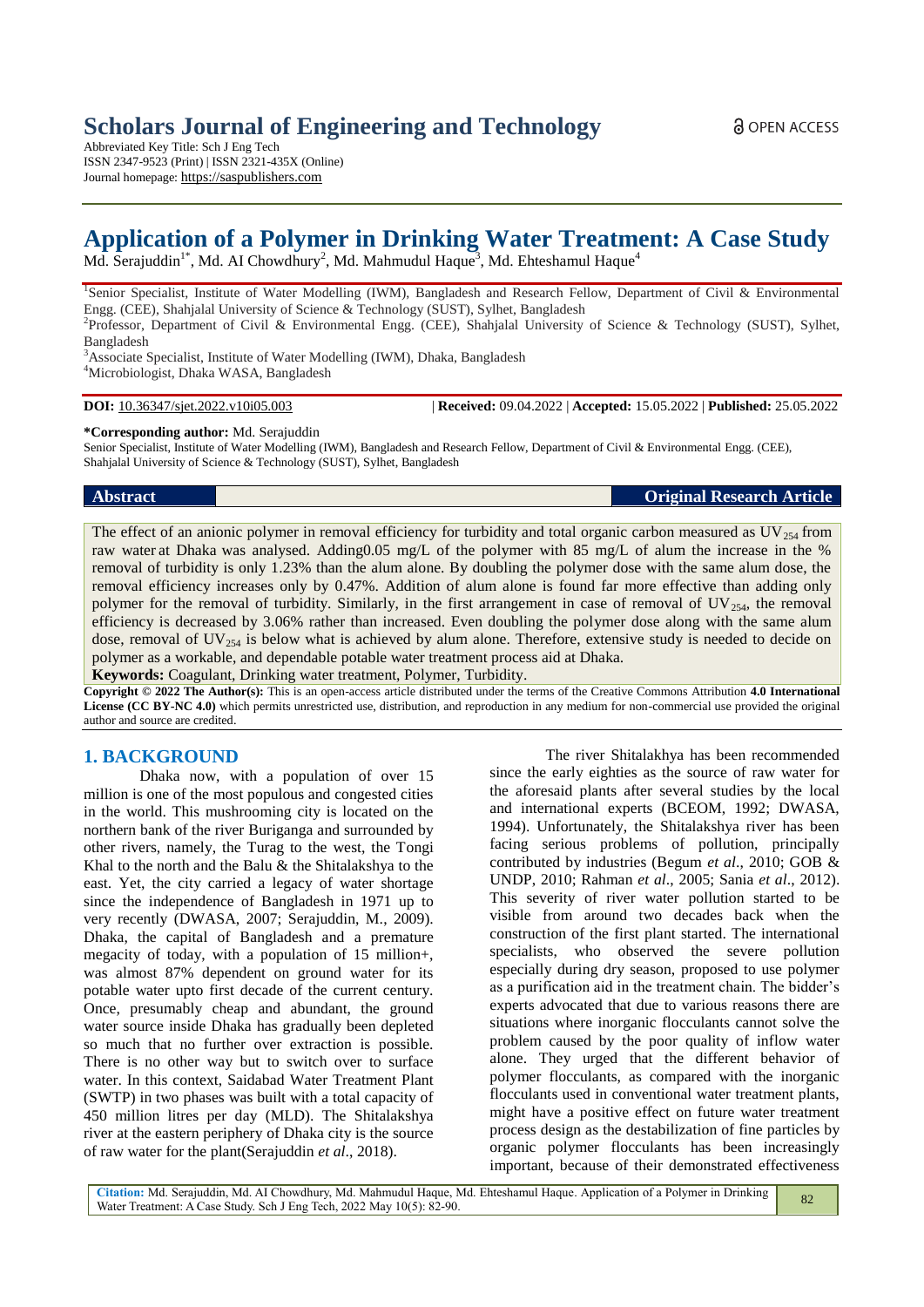# Scholars Journal of Engineering and Technology

Abbreviated Key Title: Sch J Eng Tech
ISSN 2347-9523 (Print) | ISSN 2321-435X (Online)
Journal homepage: https://saspublishers.com

OPEN ACCESS

# Application of a Polymer in Drinking Water Treatment: A Case Study

Md. Serajuddin[1*], Md. AI Chowdhury[2], Md. Mahmudul Haque[3], Md. Ehteshamul Haque[4]

[1]Senior Specialist, Institute of Water Modelling (IWM), Bangladesh and Research Fellow, Department of Civil & Environmental Engg. (CEE), Shahjalal University of Science & Technology (SUST), Sylhet, Bangladesh

[2]Professor, Department of Civil & Environmental Engg. (CEE), Shahjalal University of Science & Technology (SUST), Sylhet, Bangladesh

[3]Associate Specialist, Institute of Water Modelling (IWM), Dhaka, Bangladesh

[4]Microbiologist, Dhaka WASA, Bangladesh

**DOI:** 10.36347/sjet.2022.v10i05.003 | **Received:** 09.04.2022 | **Accepted:** 15.05.2022 | **Published:** 25.05.2022

**\*Corresponding author:** Md. Serajuddin
Senior Specialist, Institute of Water Modelling (IWM), Bangladesh and Research Fellow, Department of Civil & Environmental Engg. (CEE), Shahjalal University of Science & Technology (SUST), Sylhet, Bangladesh

**Abstract** **Original Research Article**

The effect of an anionic polymer in removal efficiency for turbidity and total organic carbon measured as $UV_{254}$ from raw water at Dhaka was analysed. Adding0.05 mg/L of the polymer with 85 mg/L of alum the increase in the % removal of turbidity is only 1.23% than the alum alone. By doubling the polymer dose with the same alum dose, the removal efficiency increases only by 0.47%. Addition of alum alone is found far more effective than adding only polymer for the removal of turbidity. Similarly, in the first arrangement in case of removal of $UV_{254}$, the removal efficiency is decreased by 3.06% rather than increased. Even doubling the polymer dose along with the same alum dose, removal of $UV_{254}$ is below what is achieved by alum alone. Therefore, extensive study is needed to decide on polymer as a workable, and dependable potable water treatment process aid at Dhaka.

**Keywords:** Coagulant, Drinking water treatment, Polymer, Turbidity.

**Copyright © 2022 The Author(s):** This is an open-access article distributed under the terms of the Creative Commons Attribution **4.0 International License (CC BY-NC 4.0)** which permits unrestricted use, distribution, and reproduction in any medium for non-commercial use provided the original author and source are credited.

## 1. BACKGROUND

Dhaka now, with a population of over 15 million is one of the most populous and congested cities in the world. This mushrooming city is located on the northern bank of the river Buriganga and surrounded by other rivers, namely, the Turag to the west, the Tongi Khal to the north and the Balu & the Shitalakshya to the east. Yet, the city carried a legacy of water shortage since the independence of Bangladesh in 1971 up to very recently (DWASA, 2007; Serajuddin, M., 2009). Dhaka, the capital of Bangladesh and a premature megacity of today, with a population of 15 million+, was almost 87% dependent on ground water for its potable water upto first decade of the current century. Once, presumably cheap and abundant, the ground water source inside Dhaka has gradually been depleted so much that no further over extraction is possible. There is no other way but to switch over to surface water. In this context, Saidabad Water Treatment Plant (SWTP) in two phases was built with a total capacity of 450 million litres per day (MLD). The Shitalakshya river at the eastern periphery of Dhaka city is the source of raw water for the plant(Serajuddin *et al*., 2018).

The river Shitalakhya has been recommended since the early eighties as the source of raw water for the aforesaid plants after several studies by the local and international experts (BCEOM, 1992; DWASA, 1994). Unfortunately, the Shitalakshya river has been facing serious problems of pollution, principally contributed by industries (Begum *et al*., 2010; GOB & UNDP, 2010; Rahman *et al*., 2005; Sania *et al*., 2012). This severity of river water pollution started to be visible from around two decades back when the construction of the first plant started. The international specialists, who observed the severe pollution especially during dry season, proposed to use polymer as a purification aid in the treatment chain. The bidder's experts advocated that due to various reasons there are situations where inorganic flocculants cannot solve the problem caused by the poor quality of inflow water alone. They urged that the different behavior of polymer flocculants, as compared with the inorganic flocculants used in conventional water treatment plants, might have a positive effect on future water treatment process design as the destabilization of fine particles by organic polymer flocculants has been increasingly important, because of their demonstrated effectiveness

**Citation:** Md. Serajuddin, Md. AI Chowdhury, Md. Mahmudul Haque, Md. Ehteshamul Haque. Application of a Polymer in Drinking Water Treatment: A Case Study. Sch J Eng Tech, 2022 May 10(5): 82-90.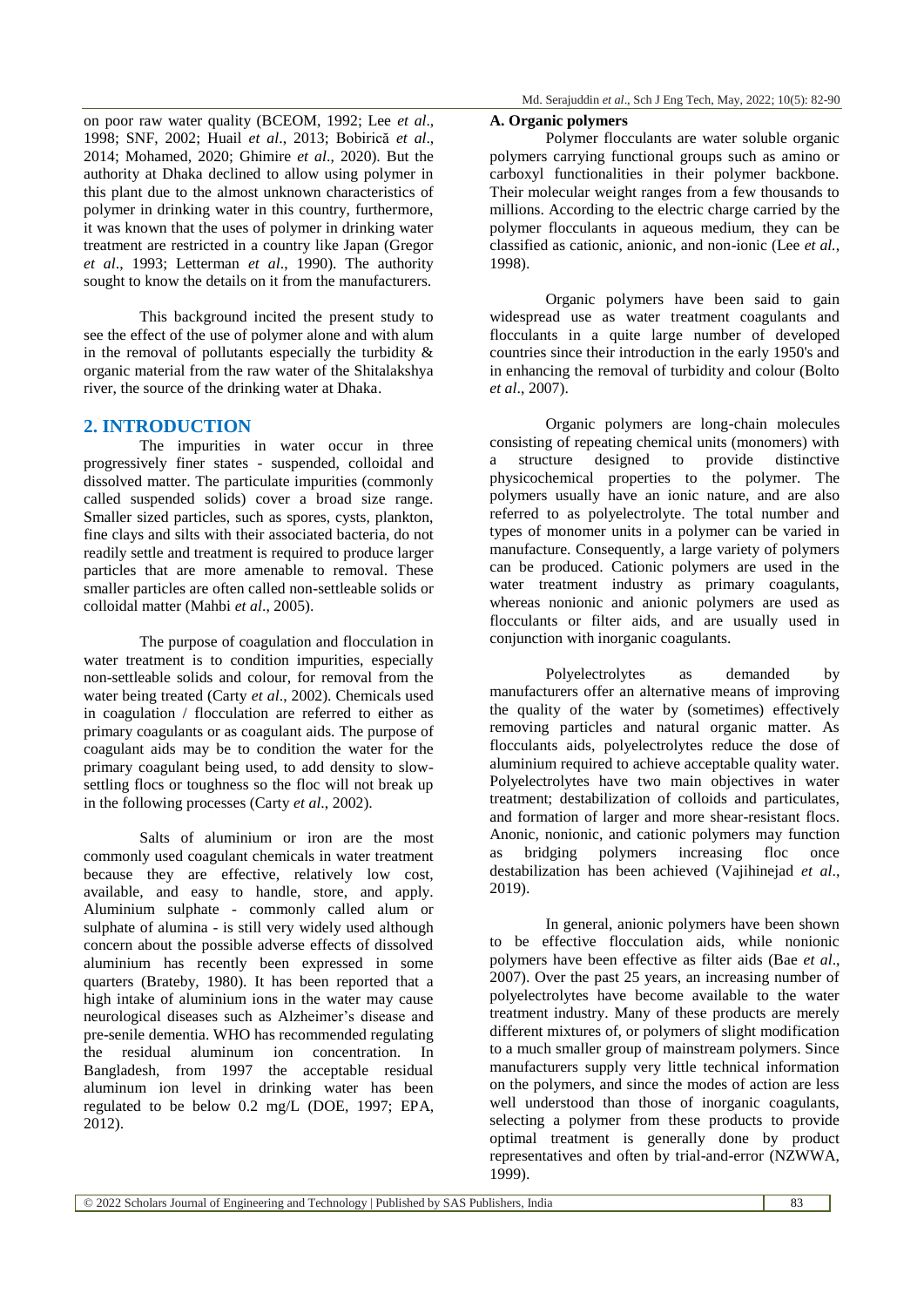on poor raw water quality (BCEOM, 1992; Lee *et al*., 1998; SNF, 2002; Huail *et al*., 2013; Bobirică *et al*., 2014; Mohamed, 2020; Ghimire *et al*., 2020). But the authority at Dhaka declined to allow using polymer in this plant due to the almost unknown characteristics of polymer in drinking water in this country, furthermore, it was known that the uses of polymer in drinking water treatment are restricted in a country like Japan (Gregor *et al*., 1993; Letterman *et al*., 1990). The authority sought to know the details on it from the manufacturers.

This background incited the present study to see the effect of the use of polymer alone and with alum in the removal of pollutants especially the turbidity & organic material from the raw water of the Shitalakshya river, the source of the drinking water at Dhaka.

## 2. INTRODUCTION

The impurities in water occur in three progressively finer states - suspended, colloidal and dissolved matter. The particulate impurities (commonly called suspended solids) cover a broad size range. Smaller sized particles, such as spores, cysts, plankton, fine clays and silts with their associated bacteria, do not readily settle and treatment is required to produce larger particles that are more amenable to removal. These smaller particles are often called non-settleable solids or colloidal matter (Mahbi *et al*., 2005).

The purpose of coagulation and flocculation in water treatment is to condition impurities, especially non-settleable solids and colour, for removal from the water being treated (Carty *et al*., 2002). Chemicals used in coagulation / flocculation are referred to either as primary coagulants or as coagulant aids. The purpose of coagulant aids may be to condition the water for the primary coagulant being used, to add density to slow-settling flocs or toughness so the floc will not break up in the following processes (Carty *et al*., 2002).

Salts of aluminium or iron are the most commonly used coagulant chemicals in water treatment because they are effective, relatively low cost, available, and easy to handle, store, and apply. Aluminium sulphate - commonly called alum or sulphate of alumina - is still very widely used although concern about the possible adverse effects of dissolved aluminium has recently been expressed in some quarters (Brateby, 1980). It has been reported that a high intake of aluminium ions in the water may cause neurological diseases such as Alzheimer's disease and pre-senile dementia. WHO has recommended regulating the residual aluminum ion concentration. In Bangladesh, from 1997 the acceptable residual aluminum ion level in drinking water has been regulated to be below 0.2 mg/L (DOE, 1997; EPA, 2012).

### A. Organic polymers

Polymer flocculants are water soluble organic polymers carrying functional groups such as amino or carboxyl functionalities in their polymer backbone. Their molecular weight ranges from a few thousands to millions. According to the electric charge carried by the polymer flocculants in aqueous medium, they can be classified as cationic, anionic, and non-ionic (Lee *et al.*, 1998).

Organic polymers have been said to gain widespread use as water treatment coagulants and flocculants in a quite large number of developed countries since their introduction in the early 1950's and in enhancing the removal of turbidity and colour (Bolto *et al*., 2007).

Organic polymers are long-chain molecules consisting of repeating chemical units (monomers) with a structure designed to provide distinctive physicochemical properties to the polymer. The polymers usually have an ionic nature, and are also referred to as polyelectrolyte. The total number and types of monomer units in a polymer can be varied in manufacture. Consequently, a large variety of polymers can be produced. Cationic polymers are used in the water treatment industry as primary coagulants, whereas nonionic and anionic polymers are used as flocculants or filter aids, and are usually used in conjunction with inorganic coagulants.

Polyelectrolytes as demanded by manufacturers offer an alternative means of improving the quality of the water by (sometimes) effectively removing particles and natural organic matter. As flocculants aids, polyelectrolytes reduce the dose of aluminium required to achieve acceptable quality water. Polyelectrolytes have two main objectives in water treatment; destabilization of colloids and particulates, and formation of larger and more shear-resistant flocs. Anonic, nonionic, and cationic polymers may function as bridging polymers increasing floc once destabilization has been achieved (Vajihinejad *et al*., 2019).

In general, anionic polymers have been shown to be effective flocculation aids, while nonionic polymers have been effective as filter aids (Bae *et al*., 2007). Over the past 25 years, an increasing number of polyelectrolytes have become available to the water treatment industry. Many of these products are merely different mixtures of, or polymers of slight modification to a much smaller group of mainstream polymers. Since manufacturers supply very little technical information on the polymers, and since the modes of action are less well understood than those of inorganic coagulants, selecting a polymer from these products to provide optimal treatment is generally done by product representatives and often by trial-and-error (NZWWA, 1999).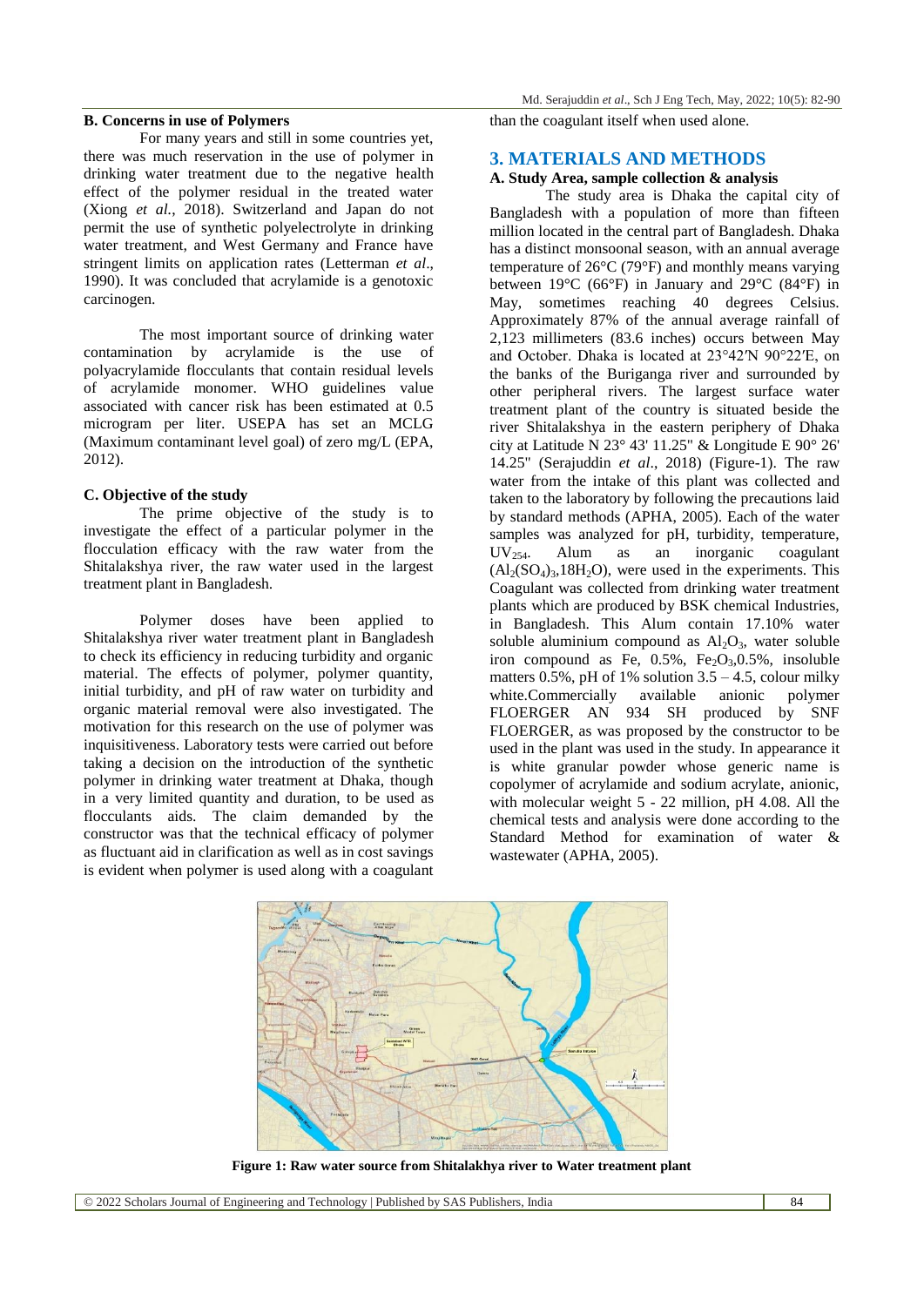### B. Concerns in use of Polymers

For many years and still in some countries yet, there was much reservation in the use of polymer in drinking water treatment due to the negative health effect of the polymer residual in the treated water (Xiong *et al.*, 2018). Switzerland and Japan do not permit the use of synthetic polyelectrolyte in drinking water treatment, and West Germany and France have stringent limits on application rates (Letterman *et al*., 1990). It was concluded that acrylamide is a genotoxic carcinogen.

The most important source of drinking water contamination by acrylamide is the use of polyacrylamide flocculants that contain residual levels of acrylamide monomer. WHO guidelines value associated with cancer risk has been estimated at 0.5 microgram per liter. USEPA has set an MCLG (Maximum contaminant level goal) of zero mg/L (EPA, 2012).

### C. Objective of the study

The prime objective of the study is to investigate the effect of a particular polymer in the flocculation efficacy with the raw water from the Shitalakshya river, the raw water used in the largest treatment plant in Bangladesh.

Polymer doses have been applied to Shitalakshya river water treatment plant in Bangladesh to check its efficiency in reducing turbidity and organic material. The effects of polymer, polymer quantity, initial turbidity, and pH of raw water on turbidity and organic material removal were also investigated. The motivation for this research on the use of polymer was inquisitiveness. Laboratory tests were carried out before taking a decision on the introduction of the synthetic polymer in drinking water treatment at Dhaka, though in a very limited quantity and duration, to be used as flocculants aids. The claim demanded by the constructor was that the technical efficacy of polymer as fluctuant aid in clarification as well as in cost savings is evident when polymer is used along with a coagulant than the coagulant itself when used alone.

## 3. MATERIALS AND METHODS

### A. Study Area, sample collection & analysis

The study area is Dhaka the capital city of Bangladesh with a population of more than fifteen million located in the central part of Bangladesh. Dhaka has a distinct monsoonal season, with an annual average temperature of 26°C (79°F) and monthly means varying between 19°C (66°F) in January and 29°C (84°F) in May, sometimes reaching 40 degrees Celsius. Approximately 87% of the annual average rainfall of 2,123 millimeters (83.6 inches) occurs between May and October. Dhaka is located at 23°42′N 90°22′E, on the banks of the Buriganga river and surrounded by other peripheral rivers. The largest surface water treatment plant of the country is situated beside the river Shitalakshya in the eastern periphery of Dhaka city at Latitude N 23° 43' 11.25" & Longitude E 90° 26' 14.25" (Serajuddin *et al*., 2018) (Figure-1). The raw water from the intake of this plant was collected and taken to the laboratory by following the precautions laid by standard methods (APHA, 2005). Each of the water samples was analyzed for pH, turbidity, temperature, $UV_{254}$. Alum as an inorganic coagulant ($Al_2(SO_4)_3, 18H_2O$), were used in the experiments. This Coagulant was collected from drinking water treatment plants which are produced by BSK chemical Industries, in Bangladesh. This Alum contain 17.10% water soluble aluminium compound as $Al_2O_3$, water soluble iron compound as Fe, 0.5%, $Fe_2O_3$,0.5%, insoluble matters 0.5%, pH of 1% solution 3.5 – 4.5, colour milky white.Commercially available anionic polymer FLOERGER AN 934 SH produced by SNF FLOERGER, as was proposed by the constructor to be used in the plant was used in the study. In appearance it is white granular powder whose generic name is copolymer of acrylamide and sodium acrylate, anionic, with molecular weight 5 - 22 million, pH 4.08. All the chemical tests and analysis were done according to the Standard Method for examination of water & wastewater (APHA, 2005).

**Figure 1: Raw water source from Shitalakhya river to Water treatment plant**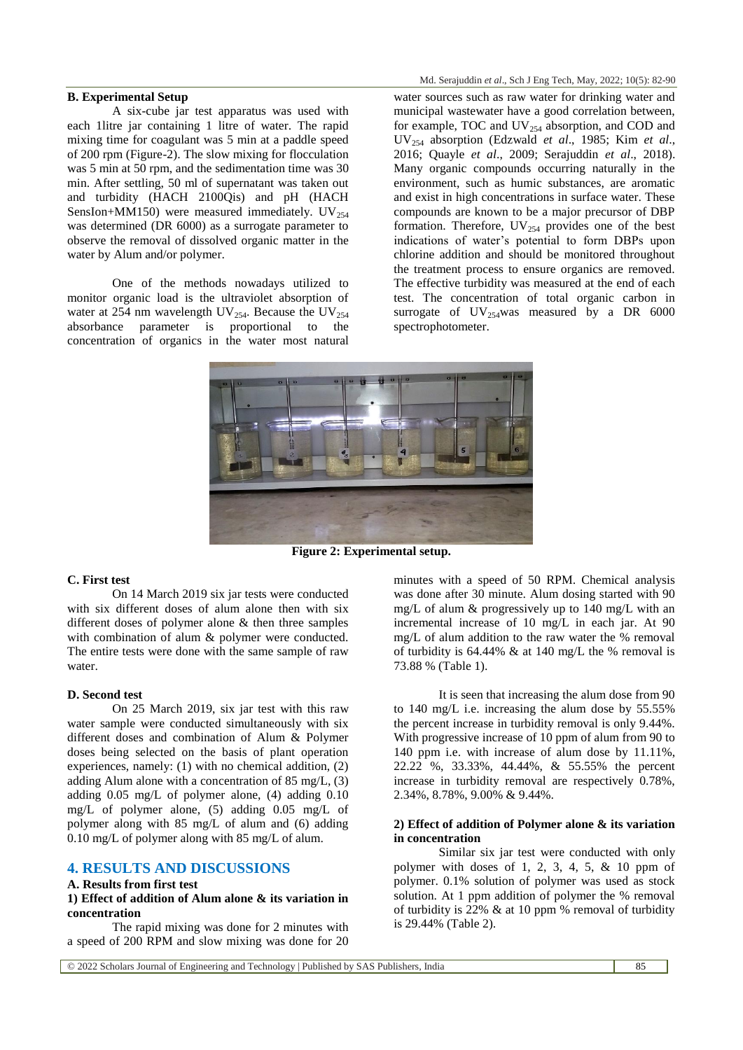### B. Experimental Setup

A six-cube jar test apparatus was used with each 1litre jar containing 1 litre of water. The rapid mixing time for coagulant was 5 min at a paddle speed of 200 rpm (Figure-2). The slow mixing for flocculation was 5 min at 50 rpm, and the sedimentation time was 30 min. After settling, 50 ml of supernatant was taken out and turbidity (HACH 2100Qis) and pH (HACH SensIon+MM150) were measured immediately. $UV_{254}$ was determined (DR 6000) as a surrogate parameter to observe the removal of dissolved organic matter in the water by Alum and/or polymer.

One of the methods nowadays utilized to monitor organic load is the ultraviolet absorption of water at 254 nm wavelength $UV_{254}$. Because the $UV_{254}$ absorbance parameter is proportional to the concentration of organics in the water most natural water sources such as raw water for drinking water and municipal wastewater have a good correlation between, for example, TOC and $UV_{254}$ absorption, and COD and $UV_{254}$ absorption (Edzwald *et al*., 1985; Kim *et al*., 2016; Quayle *et al*., 2009; Serajuddin *et al*., 2018). Many organic compounds occurring naturally in the environment, such as humic substances, are aromatic and exist in high concentrations in surface water. These compounds are known to be a major precursor of DBP formation. Therefore, $UV_{254}$ provides one of the best indications of water's potential to form DBPs upon chlorine addition and should be monitored throughout the treatment process to ensure organics are removed. The effective turbidity was measured at the end of each test. The concentration of total organic carbon in surrogate of $UV_{254}$was measured by a DR 6000 spectrophotometer.

**Figure 2: Experimental setup.**

### C. First test

On 14 March 2019 six jar tests were conducted with six different doses of alum alone then with six different doses of polymer alone & then three samples with combination of alum & polymer were conducted. The entire tests were done with the same sample of raw water.

### D. Second test

On 25 March 2019, six jar test with this raw water sample were conducted simultaneously with six different doses and combination of Alum & Polymer doses being selected on the basis of plant operation experiences, namely: (1) with no chemical addition, (2) adding Alum alone with a concentration of 85 mg/L, (3) adding 0.05 mg/L of polymer alone, (4) adding 0.10 mg/L of polymer alone, (5) adding 0.05 mg/L of polymer along with 85 mg/L of alum and (6) adding 0.10 mg/L of polymer along with 85 mg/L of alum.

## 4. RESULTS AND DISCUSSIONS

### A. Results from first test

#### 1) Effect of addition of Alum alone & its variation in concentration

The rapid mixing was done for 2 minutes with a speed of 200 RPM and slow mixing was done for 20 minutes with a speed of 50 RPM. Chemical analysis was done after 30 minute. Alum dosing started with 90 mg/L of alum & progressively up to 140 mg/L with an incremental increase of 10 mg/L in each jar. At 90 mg/L of alum addition to the raw water the % removal of turbidity is 64.44% & at 140 mg/L the % removal is 73.88 % (Table 1).

It is seen that increasing the alum dose from 90 to 140 mg/L i.e. increasing the alum dose by 55.55% the percent increase in turbidity removal is only 9.44%. With progressive increase of 10 ppm of alum from 90 to 140 ppm i.e. with increase of alum dose by 11.11%, 22.22 %, 33.33%, 44.44%, & 55.55% the percent increase in turbidity removal are respectively 0.78%, 2.34%, 8.78%, 9.00% & 9.44%.

#### 2) Effect of addition of Polymer alone & its variation in concentration

Similar six jar test were conducted with only polymer with doses of 1, 2, 3, 4, 5, & 10 ppm of polymer. 0.1% solution of polymer was used as stock solution. At 1 ppm addition of polymer the % removal of turbidity is 22% & at 10 ppm % removal of turbidity is 29.44% (Table 2).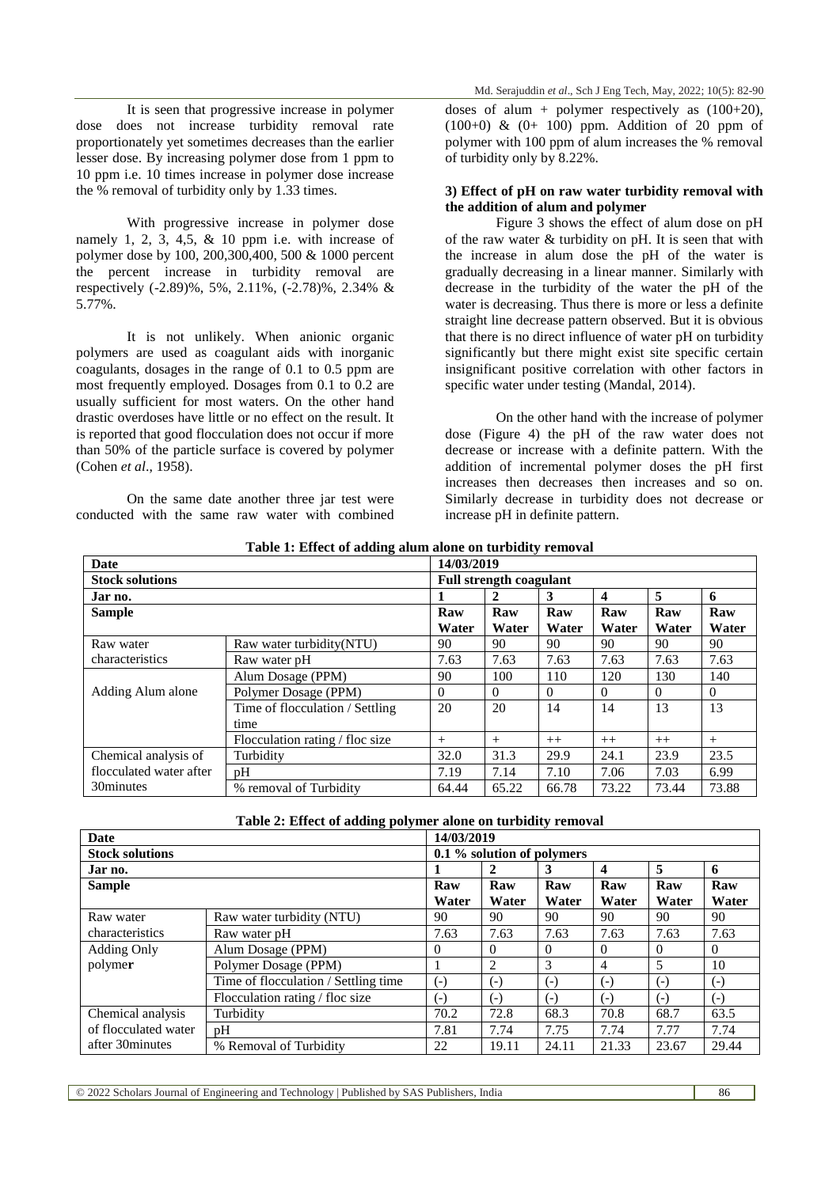It is seen that progressive increase in polymer dose does not increase turbidity removal rate proportionately yet sometimes decreases than the earlier lesser dose. By increasing polymer dose from 1 ppm to 10 ppm i.e. 10 times increase in polymer dose increase the % removal of turbidity only by 1.33 times.

With progressive increase in polymer dose namely 1, 2, 3, 4,5, & 10 ppm i.e. with increase of polymer dose by 100, 200,300,400, 500 & 1000 percent the percent increase in turbidity removal are respectively (-2.89)%, 5%, 2.11%, (-2.78)%, 2.34% & 5.77%.

It is not unlikely. When anionic organic polymers are used as coagulant aids with inorganic coagulants, dosages in the range of 0.1 to 0.5 ppm are most frequently employed. Dosages from 0.1 to 0.2 are usually sufficient for most waters. On the other hand drastic overdoses have little or no effect on the result. It is reported that good flocculation does not occur if more than 50% of the particle surface is covered by polymer (Cohen *et al*., 1958).

On the same date another three jar test were conducted with the same raw water with combined doses of alum + polymer respectively as (100+20), (100+0) & (0+ 100) ppm. Addition of 20 ppm of polymer with 100 ppm of alum increases the % removal of turbidity only by 8.22%.

### 3) Effect of pH on raw water turbidity removal with the addition of alum and polymer

Figure 3 shows the effect of alum dose on pH of the raw water & turbidity on pH. It is seen that with the increase in alum dose the pH of the water is gradually decreasing in a linear manner. Similarly with decrease in the turbidity of the water the pH of the water is decreasing. Thus there is more or less a definite straight line decrease pattern observed. But it is obvious that there is no direct influence of water pH on turbidity significantly but there might exist site specific certain insignificant positive correlation with other factors in specific water under testing (Mandal, 2014).

On the other hand with the increase of polymer dose (Figure 4) the pH of the raw water does not decrease or increase with a definite pattern. With the addition of incremental polymer doses the pH first increases then decreases then increases and so on. Similarly decrease in turbidity does not decrease or increase pH in definite pattern.

**Table 1: Effect of adding alum alone on turbidity removal**

| **Date** | | **14/03/2019** | | | | | |
|---|---|---|---|---|---|---|---|
| **Stock solutions** | | **Full strength coagulant** | | | | | |
| **Jar no.** | | **1** | **2** | **3** | **4** | **5** | **6** |
| **Sample** | | **Raw Water** | **Raw Water** | **Raw Water** | **Raw Water** | **Raw Water** | **Raw Water** |
| Raw water characteristics | Raw water turbidity(NTU) | 90 | 90 | 90 | 90 | 90 | 90 |
| | Raw water pH | 7.63 | 7.63 | 7.63 | 7.63 | 7.63 | 7.63 |
| Adding Alum alone | Alum Dosage (PPM) | 90 | 100 | 110 | 120 | 130 | 140 |
| | Polymer Dosage (PPM) | 0 | 0 | 0 | 0 | 0 | 0 |
| | Time of flocculation / Settling time | 20 | 20 | 14 | 14 | 13 | 13 |
| | Flocculation rating / floc size | + | + | ++ | ++ | ++ | + |
| Chemical analysis of flocculated water after 30minutes | Turbidity | 32.0 | 31.3 | 29.9 | 24.1 | 23.9 | 23.5 |
| | pH | 7.19 | 7.14 | 7.10 | 7.06 | 7.03 | 6.99 |
| | % removal of Turbidity | 64.44 | 65.22 | 66.78 | 73.22 | 73.44 | 73.88 |

**Table 2: Effect of adding polymer alone on turbidity removal**

| **Date** | | **14/03/2019** | | | | | |
|---|---|---|---|---|---|---|---|
| **Stock solutions** | | **0.1 % solution of polymers** | | | | | |
| **Jar no.** | | **1** | **2** | **3** | **4** | **5** | **6** |
| **Sample** | | **Raw Water** | **Raw Water** | **Raw Water** | **Raw Water** | **Raw Water** | **Raw Water** |
| Raw water characteristics | Raw water turbidity (NTU) | 90 | 90 | 90 | 90 | 90 | 90 |
| | Raw water pH | 7.63 | 7.63 | 7.63 | 7.63 | 7.63 | 7.63 |
| Adding Only polymer | Alum Dosage (PPM) | 0 | 0 | 0 | 0 | 0 | 0 |
| | Polymer Dosage (PPM) | 1 | 2 | 3 | 4 | 5 | 10 |
| | Time of flocculation / Settling time | (-) | (-) | (-) | (-) | (-) | (-) |
| | Flocculation rating / floc size | (-) | (-) | (-) | (-) | (-) | (-) |
| Chemical analysis of flocculated water after 30minutes | Turbidity | 70.2 | 72.8 | 68.3 | 70.8 | 68.7 | 63.5 |
| | pH | 7.81 | 7.74 | 7.75 | 7.74 | 7.77 | 7.74 |
| | % Removal of Turbidity | 22 | 19.11 | 24.11 | 21.33 | 23.67 | 29.44 |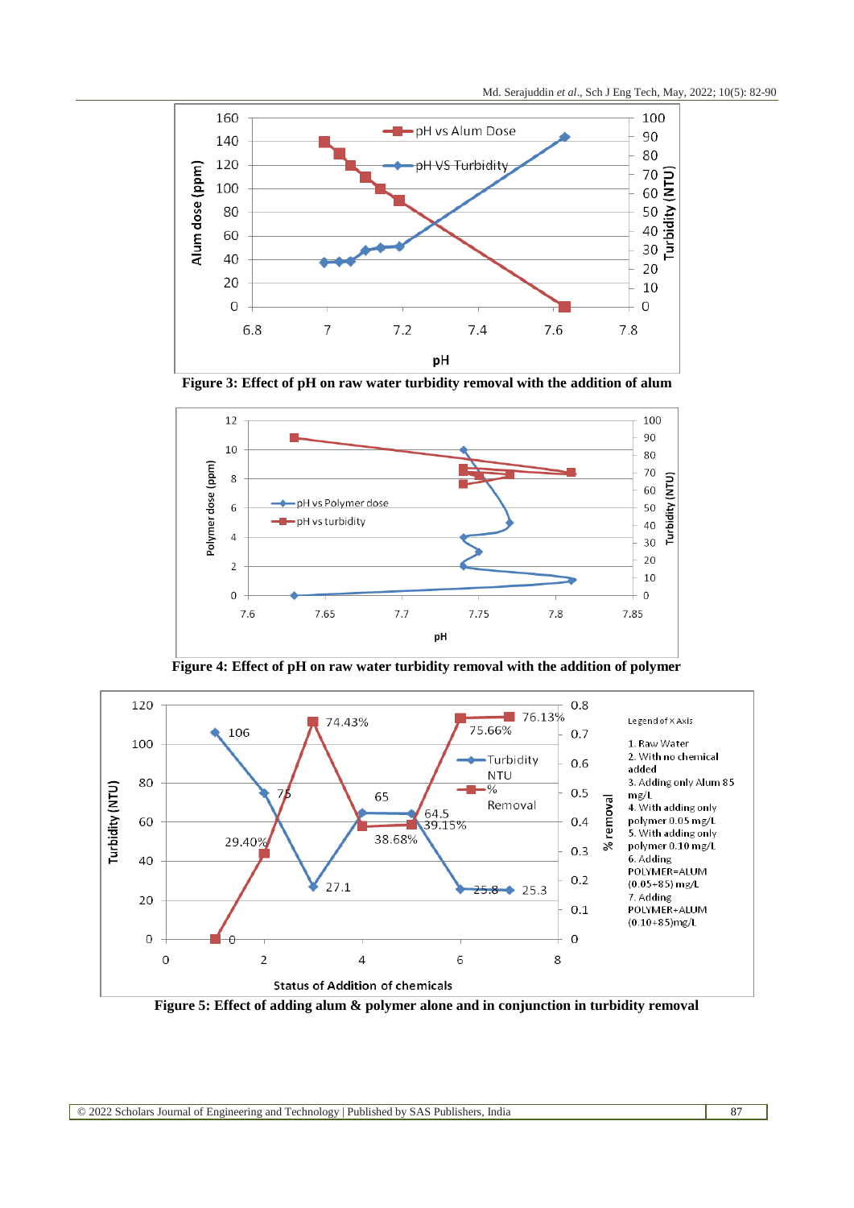Figure 3: Effect of pH on raw water turbidity removal with the addition of alum

Figure 4: Effect of pH on raw water turbidity removal with the addition of polymer

Figure 5: Effect of adding alum & polymer alone and in conjunction in turbidity removal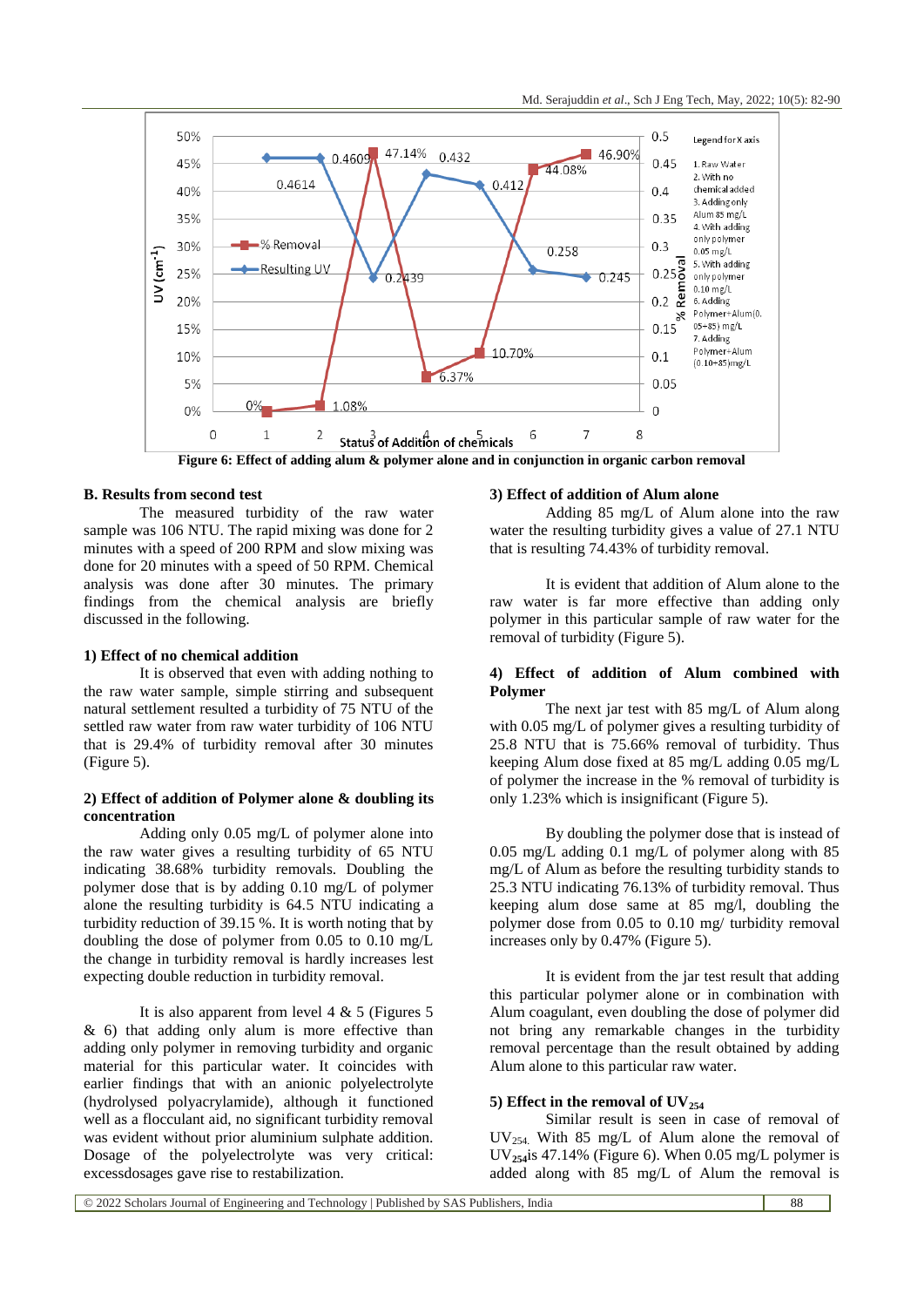Figure 6: Effect of adding alum & polymer alone and in conjunction in organic carbon removal

### B. Results from second test

The measured turbidity of the raw water sample was 106 NTU. The rapid mixing was done for 2 minutes with a speed of 200 RPM and slow mixing was done for 20 minutes with a speed of 50 RPM. Chemical analysis was done after 30 minutes. The primary findings from the chemical analysis are briefly discussed in the following.

#### 1) Effect of no chemical addition

It is observed that even with adding nothing to the raw water sample, simple stirring and subsequent natural settlement resulted a turbidity of 75 NTU of the settled raw water from raw water turbidity of 106 NTU that is 29.4% of turbidity removal after 30 minutes (Figure 5).

#### 2) Effect of addition of Polymer alone & doubling its concentration

Adding only 0.05 mg/L of polymer alone into the raw water gives a resulting turbidity of 65 NTU indicating 38.68% turbidity removals. Doubling the polymer dose that is by adding 0.10 mg/L of polymer alone the resulting turbidity is 64.5 NTU indicating a turbidity reduction of 39.15 %. It is worth noting that by doubling the dose of polymer from 0.05 to 0.10 mg/L the change in turbidity removal is hardly increases lest expecting double reduction in turbidity removal.

It is also apparent from level 4 & 5 (Figures 5 & 6) that adding only alum is more effective than adding only polymer in removing turbidity and organic material for this particular water. It coincides with earlier findings that with an anionic polyelectrolyte (hydrolysed polyacrylamide), although it functioned well as a flocculant aid, no significant turbidity removal was evident without prior aluminium sulphate addition. Dosage of the polyelectrolyte was very critical: excessdosages gave rise to restabilization.

#### 3) Effect of addition of Alum alone

Adding 85 mg/L of Alum alone into the raw water the resulting turbidity gives a value of 27.1 NTU that is resulting 74.43% of turbidity removal.

It is evident that addition of Alum alone to the raw water is far more effective than adding only polymer in this particular sample of raw water for the removal of turbidity (Figure 5).

#### 4) Effect of addition of Alum combined with Polymer

The next jar test with 85 mg/L of Alum along with 0.05 mg/L of polymer gives a resulting turbidity of 25.8 NTU that is 75.66% removal of turbidity. Thus keeping Alum dose fixed at 85 mg/L adding 0.05 mg/L of polymer the increase in the % removal of turbidity is only 1.23% which is insignificant (Figure 5).

By doubling the polymer dose that is instead of 0.05 mg/L adding 0.1 mg/L of polymer along with 85 mg/L of Alum as before the resulting turbidity stands to 25.3 NTU indicating 76.13% of turbidity removal. Thus keeping alum dose same at 85 mg/l, doubling the polymer dose from 0.05 to 0.10 mg/ turbidity removal increases only by 0.47% (Figure 5).

It is evident from the jar test result that adding this particular polymer alone or in combination with Alum coagulant, even doubling the dose of polymer did not bring any remarkable changes in the turbidity removal percentage than the result obtained by adding Alum alone to this particular raw water.

#### 5) Effect in the removal of $UV_{254}$

Similar result is seen in case of removal of $UV_{254.}$ With 85 mg/L of Alum alone the removal of $UV_{254}$is 47.14% (Figure 6). When 0.05 mg/L polymer is added along with 85 mg/L of Alum the removal is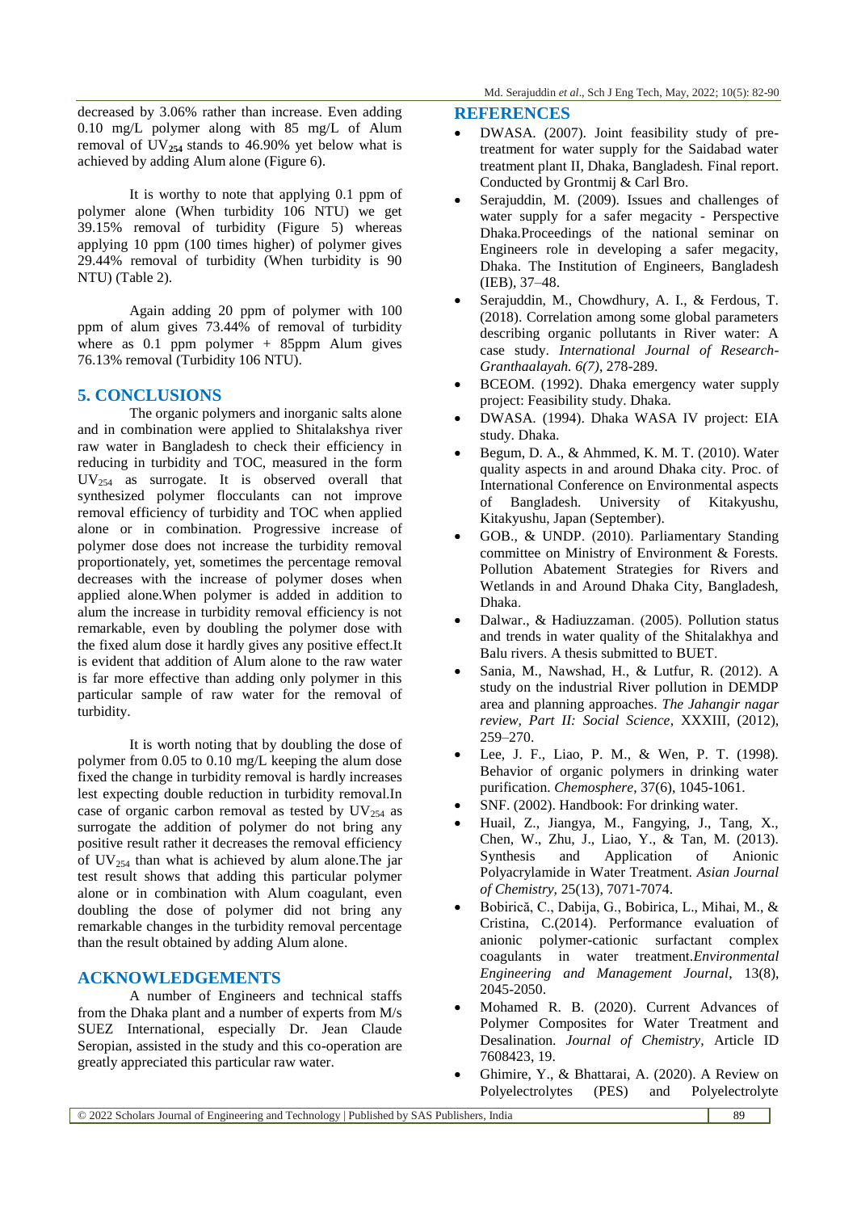decreased by 3.06% rather than increase. Even adding 0.10 mg/L polymer along with 85 mg/L of Alum removal of $UV_{254}$ stands to 46.90% yet below what is achieved by adding Alum alone (Figure 6).

It is worthy to note that applying 0.1 ppm of polymer alone (When turbidity 106 NTU) we get 39.15% removal of turbidity (Figure 5) whereas applying 10 ppm (100 times higher) of polymer gives 29.44% removal of turbidity (When turbidity is 90 NTU) (Table 2).

Again adding 20 ppm of polymer with 100 ppm of alum gives 73.44% of removal of turbidity where as 0.1 ppm polymer + 85ppm Alum gives 76.13% removal (Turbidity 106 NTU).

## 5. CONCLUSIONS

The organic polymers and inorganic salts alone and in combination were applied to Shitalakshya river raw water in Bangladesh to check their efficiency in reducing in turbidity and TOC, measured in the form $UV_{254}$ as surrogate. It is observed overall that synthesized polymer flocculants can not improve removal efficiency of turbidity and TOC when applied alone or in combination. Progressive increase of polymer dose does not increase the turbidity removal proportionately, yet, sometimes the percentage removal decreases with the increase of polymer doses when applied alone.When polymer is added in addition to alum the increase in turbidity removal efficiency is not remarkable, even by doubling the polymer dose with the fixed alum dose it hardly gives any positive effect.It is evident that addition of Alum alone to the raw water is far more effective than adding only polymer in this particular sample of raw water for the removal of turbidity.

It is worth noting that by doubling the dose of polymer from 0.05 to 0.10 mg/L keeping the alum dose fixed the change in turbidity removal is hardly increases lest expecting double reduction in turbidity removal.In case of organic carbon removal as tested by $UV_{254}$ as surrogate the addition of polymer do not bring any positive result rather it decreases the removal efficiency of $UV_{254}$ than what is achieved by alum alone.The jar test result shows that adding this particular polymer alone or in combination with Alum coagulant, even doubling the dose of polymer did not bring any remarkable changes in the turbidity removal percentage than the result obtained by adding Alum alone.

## ACKNOWLEDGEMENTS

A number of Engineers and technical staffs from the Dhaka plant and a number of experts from M/s SUEZ International, especially Dr. Jean Claude Seropian, assisted in the study and this co-operation are greatly appreciated this particular raw water.

## REFERENCES

- DWASA. (2007). Joint feasibility study of pre-treatment for water supply for the Saidabad water treatment plant II, Dhaka, Bangladesh. Final report. Conducted by Grontmij & Carl Bro.
- Serajuddin, M. (2009). Issues and challenges of water supply for a safer megacity - Perspective Dhaka.Proceedings of the national seminar on Engineers role in developing a safer megacity, Dhaka. The Institution of Engineers, Bangladesh (IEB), 37–48.
- Serajuddin, M., Chowdhury, A. I., & Ferdous, T. (2018). Correlation among some global parameters describing organic pollutants in River water: A case study. *International Journal of Research-Granthaalayah. 6(7)*, 278-289.
- BCEOM. (1992). Dhaka emergency water supply project: Feasibility study. Dhaka.
- DWASA. (1994). Dhaka WASA IV project: EIA study. Dhaka.
- Begum, D. A., & Ahmmed, K. M. T. (2010). Water quality aspects in and around Dhaka city. Proc. of International Conference on Environmental aspects of Bangladesh. University of Kitakyushu, Kitakyushu, Japan (September).
- GOB., & UNDP. (2010). Parliamentary Standing committee on Ministry of Environment & Forests. Pollution Abatement Strategies for Rivers and Wetlands in and Around Dhaka City, Bangladesh, Dhaka.
- Dalwar., & Hadiuzzaman. (2005). Pollution status and trends in water quality of the Shitalakhya and Balu rivers. A thesis submitted to BUET.
- Sania, M., Nawshad, H., & Lutfur, R. (2012). A study on the industrial River pollution in DEMDP area and planning approaches. *The Jahangir nagar review, Part II: Social Science*, XXXIII, (2012), 259–270.
- Lee, J. F., Liao, P. M., & Wen, P. T. (1998). Behavior of organic polymers in drinking water purification. *Chemosphere*, 37(6), 1045-1061.
- SNF. (2002). Handbook: For drinking water.
- Huail, Z., Jiangya, M., Fangying, J., Tang, X., Chen, W., Zhu, J., Liao, Y., & Tan, M. (2013). Synthesis and Application of Anionic Polyacrylamide in Water Treatment. *Asian Journal of Chemistry*, 25(13), 7071-7074.
- Bobiricǎ, C., Dabija, G., Bobirica, L., Mihai, M., & Cristina, C.(2014). Performance evaluation of anionic polymer-cationic surfactant complex coagulants in water treatment.*Environmental Engineering and Management Journal*, 13(8), 2045-2050.
- Mohamed R. B. (2020). Current Advances of Polymer Composites for Water Treatment and Desalination. *Journal of Chemistry,* Article ID 7608423, 19.
- Ghimire, Y., & Bhattarai, A. (2020). A Review on Polyelectrolytes (PES) and Polyelectrolyte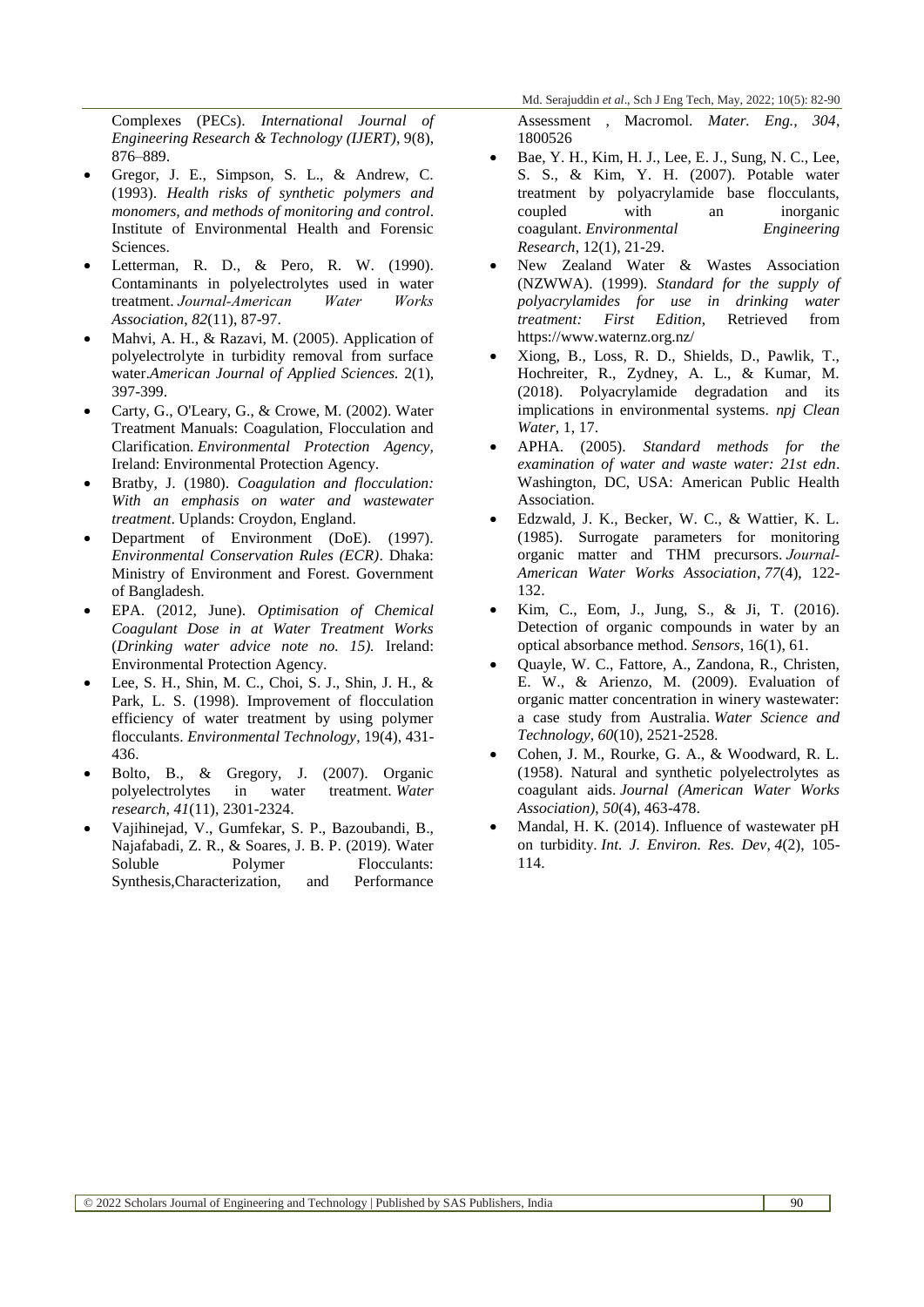Complexes (PECs). *International Journal of Engineering Research & Technology (IJERT)*, 9(8), 876–889.

- Gregor, J. E., Simpson, S. L., & Andrew, C. (1993). *Health risks of synthetic polymers and monomers, and methods of monitoring and control*. Institute of Environmental Health and Forensic Sciences.
- Letterman, R. D., & Pero, R. W. (1990). Contaminants in polyelectrolytes used in water treatment. *Journal-American Water Works Association*, *82*(11), 87-97.
- Mahvi, A. H., & Razavi, M. (2005). Application of polyelectrolyte in turbidity removal from surface water.*American Journal of Applied Sciences.* 2(1), 397-399.
- Carty, G., O'Leary, G., & Crowe, M. (2002). Water Treatment Manuals: Coagulation, Flocculation and Clarification. *Environmental Protection Agency*, Ireland: Environmental Protection Agency.
- Bratby, J. (1980). *Coagulation and flocculation: With an emphasis on water and wastewater treatment*. Uplands: Croydon, England.
- Department of Environment (DoE). (1997). *Environmental Conservation Rules (ECR)*. Dhaka: Ministry of Environment and Forest. Government of Bangladesh.
- EPA. (2012, June). *Optimisation of Chemical Coagulant Dose in at Water Treatment Works* (*Drinking water advice note no. 15).* Ireland: Environmental Protection Agency.
- Lee, S. H., Shin, M. C., Choi, S. J., Shin, J. H., & Park, L. S. (1998). Improvement of flocculation efficiency of water treatment by using polymer flocculants. *Environmental Technology*, 19(4), 431-436.
- Bolto, B., & Gregory, J. (2007). Organic polyelectrolytes in water treatment. *Water research*, *41*(11), 2301-2324.
- Vajihinejad, V., Gumfekar, S. P., Bazoubandi, B., Najafabadi, Z. R., & Soares, J. B. P. (2019). Water Soluble Polymer Flocculants: Synthesis,Characterization, and Performance Assessment , Macromol. *Mater. Eng.*, *304*, 1800526
- Bae, Y. H., Kim, H. J., Lee, E. J., Sung, N. C., Lee, S. S., & Kim, Y. H. (2007). Potable water treatment by polyacrylamide base flocculants, coupled with an inorganic coagulant. *Environmental Engineering Research*, 12(1), 21-29.
- New Zealand Water & Wastes Association (NZWWA). (1999). *Standard for the supply of polyacrylamides for use in drinking water treatment: First Edition*, Retrieved from https://www.waternz.org.nz/
- Xiong, B., Loss, R. D., Shields, D., Pawlik, T., Hochreiter, R., Zydney, A. L., & Kumar, M. (2018). Polyacrylamide degradation and its implications in environmental systems. *npj Clean Water*, 1, 17.
- APHA. (2005). *Standard methods for the examination of water and waste water: 21st edn*. Washington, DC, USA: American Public Health Association.
- Edzwald, J. K., Becker, W. C., & Wattier, K. L. (1985). Surrogate parameters for monitoring organic matter and THM precursors. *Journal-American Water Works Association*, *77*(4), 122-132.
- Kim, C., Eom, J., Jung, S., & Ji, T. (2016). Detection of organic compounds in water by an optical absorbance method. *Sensors*, 16(1), 61.
- Quayle, W. C., Fattore, A., Zandona, R., Christen, E. W., & Arienzo, M. (2009). Evaluation of organic matter concentration in winery wastewater: a case study from Australia. *Water Science and Technology*, *60*(10), 2521-2528.
- Cohen, J. M., Rourke, G. A., & Woodward, R. L. (1958). Natural and synthetic polyelectrolytes as coagulant aids. *Journal (American Water Works Association)*, *50*(4), 463-478.
- Mandal, H. K. (2014). Influence of wastewater pH on turbidity. *Int. J. Environ. Res. Dev*, *4*(2), 105-114.